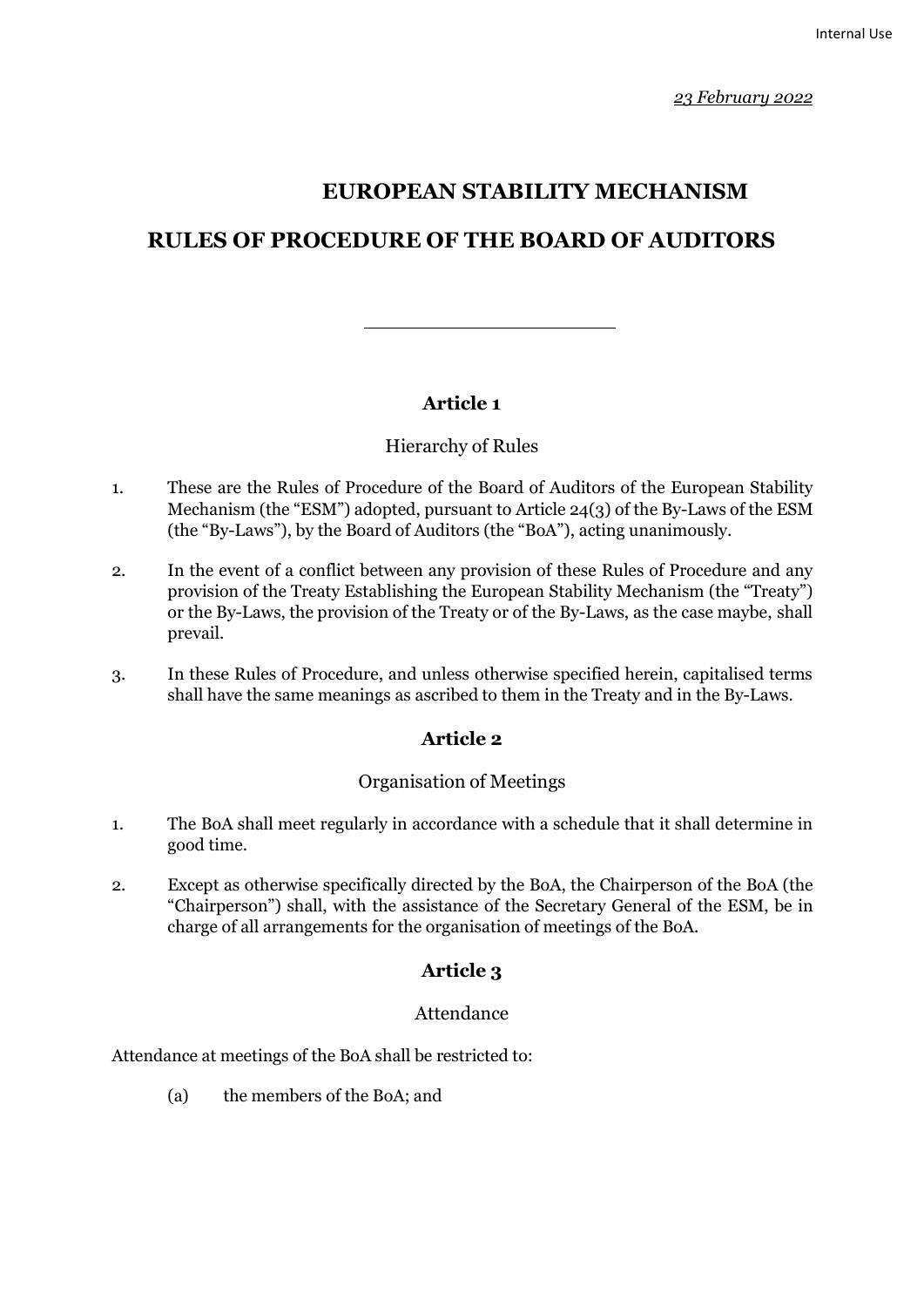*23 February 2022*

# EUROPEAN STABILITY MECHANISM

# RULES OF PROCEDURE OF THE BOARD OF AUDITORS

---

## Article 1

Hierarchy of Rules

1. These are the Rules of Procedure of the Board of Auditors of the European Stability Mechanism (the "ESM") adopted, pursuant to Article 24(3) of the By-Laws of the ESM (the "By-Laws"), by the Board of Auditors (the "BoA"), acting unanimously.

2. In the event of a conflict between any provision of these Rules of Procedure and any provision of the Treaty Establishing the European Stability Mechanism (the "Treaty") or the By-Laws, the provision of the Treaty or of the By-Laws, as the case maybe, shall prevail.

3. In these Rules of Procedure, and unless otherwise specified herein, capitalised terms shall have the same meanings as ascribed to them in the Treaty and in the By-Laws.

## Article 2

Organisation of Meetings

1. The BoA shall meet regularly in accordance with a schedule that it shall determine in good time.

2. Except as otherwise specifically directed by the BoA, the Chairperson of the BoA (the "Chairperson") shall, with the assistance of the Secretary General of the ESM, be in charge of all arrangements for the organisation of meetings of the BoA.

## Article 3

Attendance

Attendance at meetings of the BoA shall be restricted to:

(a) the members of the BoA; and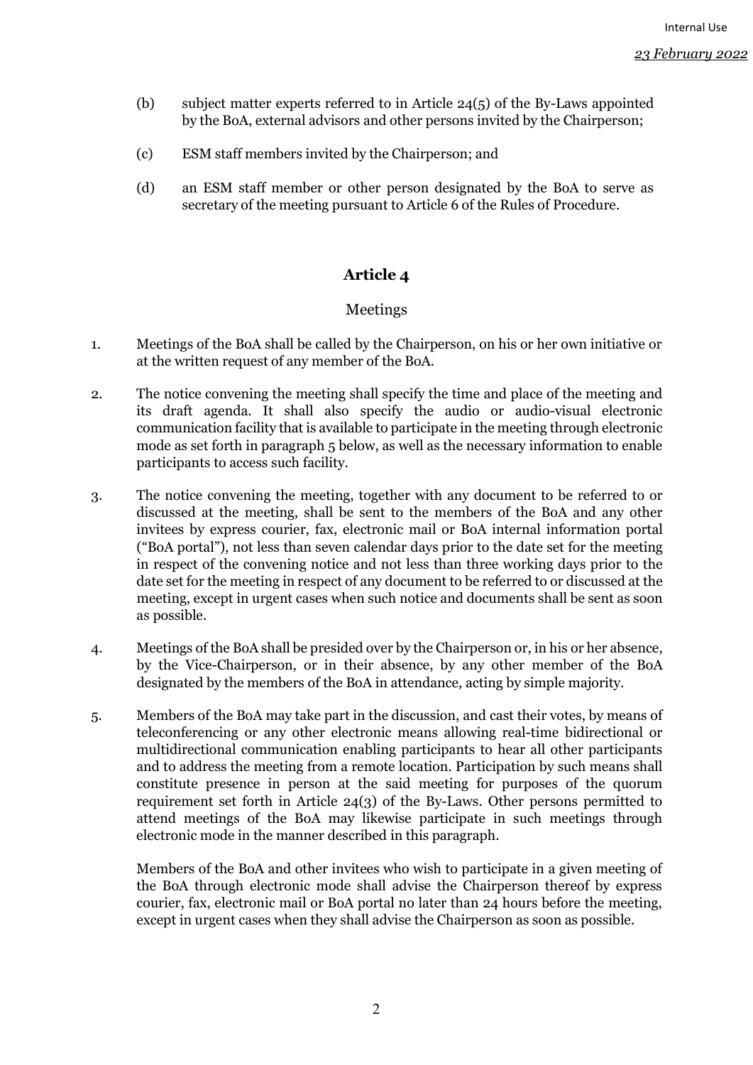(b) subject matter experts referred to in Article 24(5) of the By-Laws appointed by the BoA, external advisors and other persons invited by the Chairperson;

(c) ESM staff members invited by the Chairperson; and

(d) an ESM staff member or other person designated by the BoA to serve as secretary of the meeting pursuant to Article 6 of the Rules of Procedure.

## Article 4

Meetings

1. Meetings of the BoA shall be called by the Chairperson, on his or her own initiative or at the written request of any member of the BoA.

2. The notice convening the meeting shall specify the time and place of the meeting and its draft agenda. It shall also specify the audio or audio-visual electronic communication facility that is available to participate in the meeting through electronic mode as set forth in paragraph 5 below, as well as the necessary information to enable participants to access such facility.

3. The notice convening the meeting, together with any document to be referred to or discussed at the meeting, shall be sent to the members of the BoA and any other invitees by express courier, fax, electronic mail or BoA internal information portal ("BoA portal"), not less than seven calendar days prior to the date set for the meeting in respect of the convening notice and not less than three working days prior to the date set for the meeting in respect of any document to be referred to or discussed at the meeting, except in urgent cases when such notice and documents shall be sent as soon as possible.

4. Meetings of the BoA shall be presided over by the Chairperson or, in his or her absence, by the Vice-Chairperson, or in their absence, by any other member of the BoA designated by the members of the BoA in attendance, acting by simple majority.

5. Members of the BoA may take part in the discussion, and cast their votes, by means of teleconferencing or any other electronic means allowing real-time bidirectional or multidirectional communication enabling participants to hear all other participants and to address the meeting from a remote location. Participation by such means shall constitute presence in person at the said meeting for purposes of the quorum requirement set forth in Article 24(3) of the By-Laws. Other persons permitted to attend meetings of the BoA may likewise participate in such meetings through electronic mode in the manner described in this paragraph.

   Members of the BoA and other invitees who wish to participate in a given meeting of the BoA through electronic mode shall advise the Chairperson thereof by express courier, fax, electronic mail or BoA portal no later than 24 hours before the meeting, except in urgent cases when they shall advise the Chairperson as soon as possible.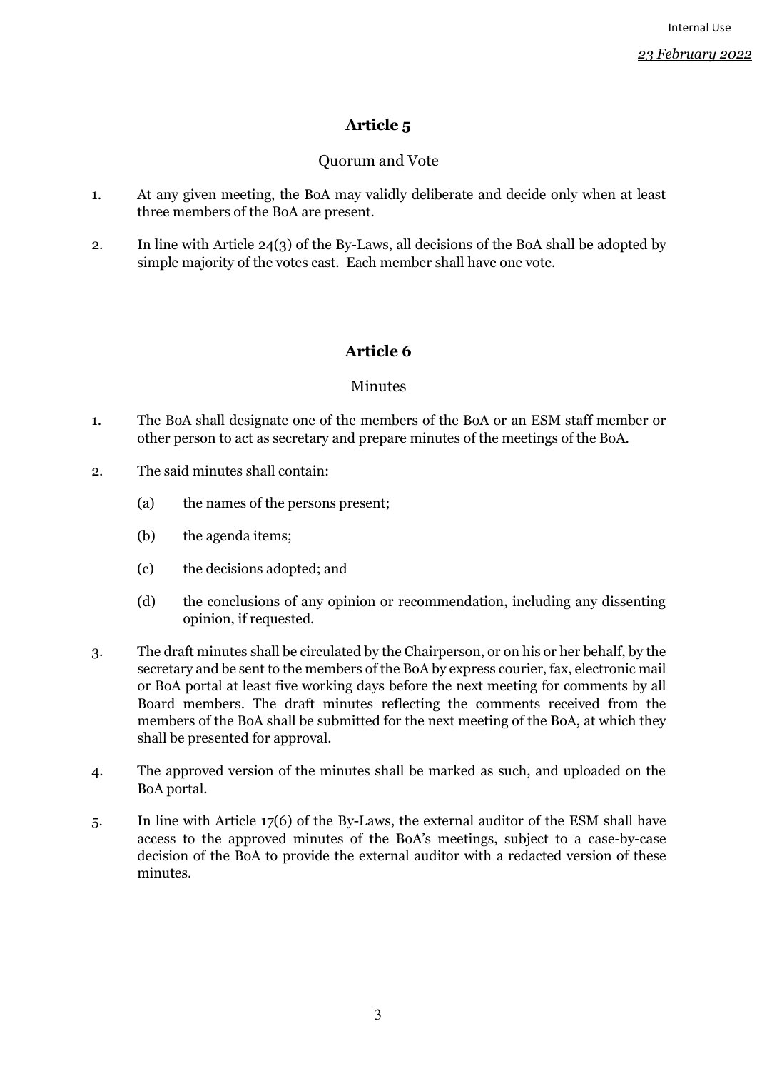## Article 5

Quorum and Vote

1. At any given meeting, the BoA may validly deliberate and decide only when at least three members of the BoA are present.

2. In line with Article 24(3) of the By-Laws, all decisions of the BoA shall be adopted by simple majority of the votes cast. Each member shall have one vote.

## Article 6

Minutes

1. The BoA shall designate one of the members of the BoA or an ESM staff member or other person to act as secretary and prepare minutes of the meetings of the BoA.

2. The said minutes shall contain:

   (a) the names of the persons present;

   (b) the agenda items;

   (c) the decisions adopted; and

   (d) the conclusions of any opinion or recommendation, including any dissenting opinion, if requested.

3. The draft minutes shall be circulated by the Chairperson, or on his or her behalf, by the secretary and be sent to the members of the BoA by express courier, fax, electronic mail or BoA portal at least five working days before the next meeting for comments by all Board members. The draft minutes reflecting the comments received from the members of the BoA shall be submitted for the next meeting of the BoA, at which they shall be presented for approval.

4. The approved version of the minutes shall be marked as such, and uploaded on the BoA portal.

5. In line with Article 17(6) of the By-Laws, the external auditor of the ESM shall have access to the approved minutes of the BoA's meetings, subject to a case-by-case decision of the BoA to provide the external auditor with a redacted version of these minutes.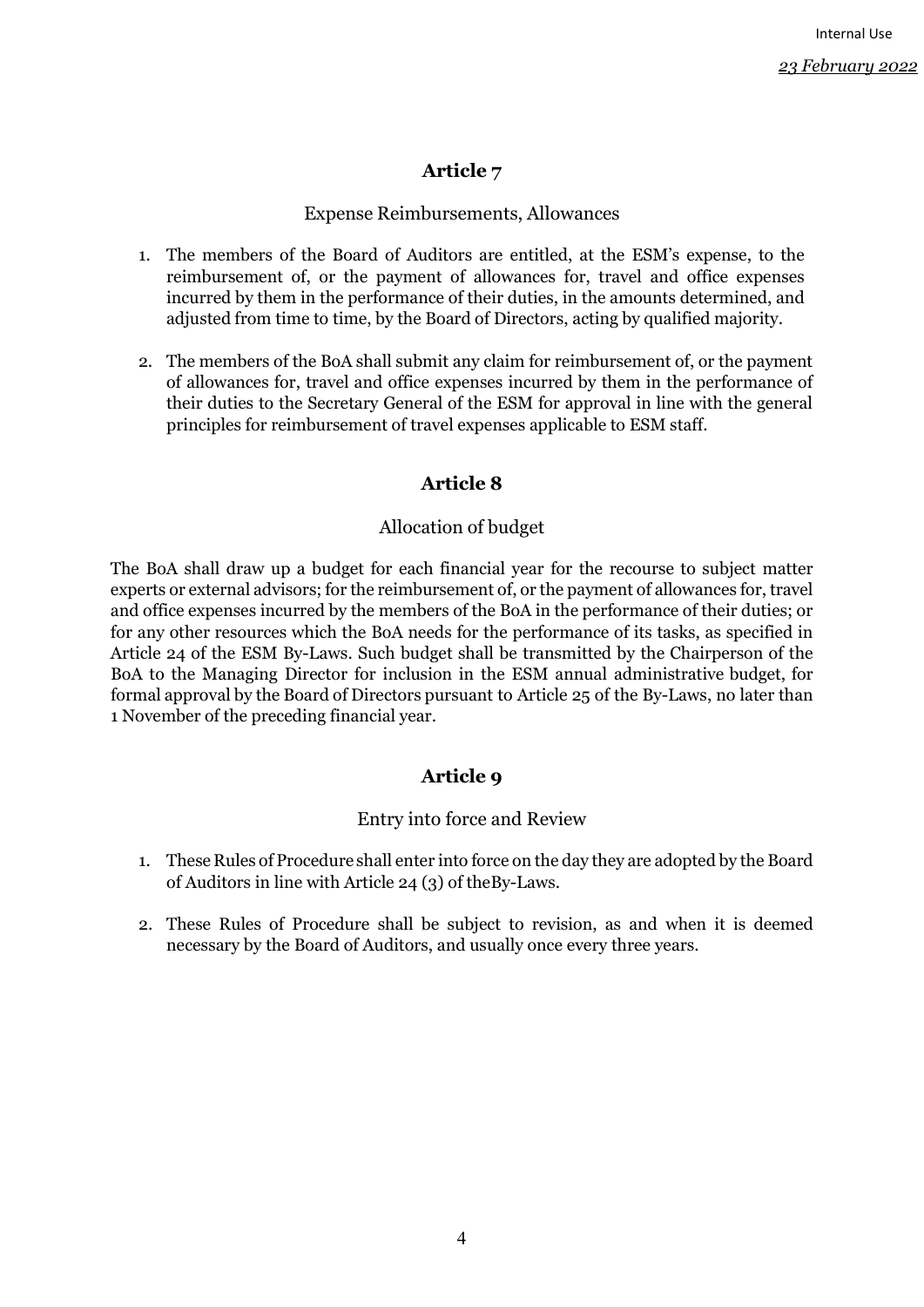## Article 7

Expense Reimbursements, Allowances

1. The members of the Board of Auditors are entitled, at the ESM's expense, to the reimbursement of, or the payment of allowances for, travel and office expenses incurred by them in the performance of their duties, in the amounts determined, and adjusted from time to time, by the Board of Directors, acting by qualified majority.

2. The members of the BoA shall submit any claim for reimbursement of, or the payment of allowances for, travel and office expenses incurred by them in the performance of their duties to the Secretary General of the ESM for approval in line with the general principles for reimbursement of travel expenses applicable to ESM staff.

## Article 8

Allocation of budget

The BoA shall draw up a budget for each financial year for the recourse to subject matter experts or external advisors; for the reimbursement of, or the payment of allowances for, travel and office expenses incurred by the members of the BoA in the performance of their duties; or for any other resources which the BoA needs for the performance of its tasks, as specified in Article 24 of the ESM By-Laws. Such budget shall be transmitted by the Chairperson of the BoA to the Managing Director for inclusion in the ESM annual administrative budget, for formal approval by the Board of Directors pursuant to Article 25 of the By-Laws, no later than 1 November of the preceding financial year.

## Article 9

Entry into force and Review

1. These Rules of Procedure shall enter into force on the day they are adopted by the Board of Auditors in line with Article 24 (3) of theBy-Laws.

2. These Rules of Procedure shall be subject to revision, as and when it is deemed necessary by the Board of Auditors, and usually once every three years.